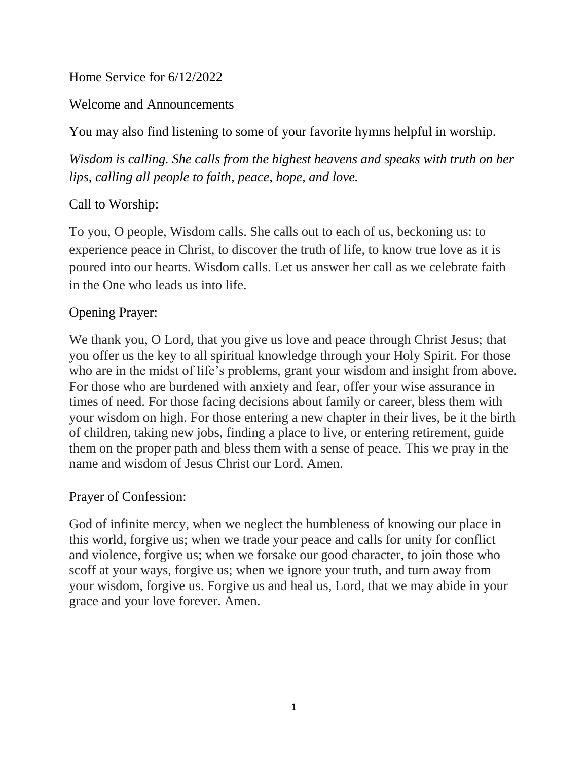Home Service for 6/12/2022

Welcome and Announcements

You may also find listening to some of your favorite hymns helpful in worship.

*Wisdom is calling. She calls from the highest heavens and speaks with truth on her lips, calling all people to faith, peace, hope, and love.*

Call to Worship:

To you, O people, Wisdom calls. She calls out to each of us, beckoning us: to experience peace in Christ, to discover the truth of life, to know true love as it is poured into our hearts. Wisdom calls. Let us answer her call as we celebrate faith in the One who leads us into life.

Opening Prayer:

We thank you, O Lord, that you give us love and peace through Christ Jesus; that you offer us the key to all spiritual knowledge through your Holy Spirit. For those who are in the midst of life's problems, grant your wisdom and insight from above. For those who are burdened with anxiety and fear, offer your wise assurance in times of need. For those facing decisions about family or career, bless them with your wisdom on high. For those entering a new chapter in their lives, be it the birth of children, taking new jobs, finding a place to live, or entering retirement, guide them on the proper path and bless them with a sense of peace. This we pray in the name and wisdom of Jesus Christ our Lord. Amen.

Prayer of Confession:

God of infinite mercy, when we neglect the humbleness of knowing our place in this world, forgive us; when we trade your peace and calls for unity for conflict and violence, forgive us; when we forsake our good character, to join those who scoff at your ways, forgive us; when we ignore your truth, and turn away from your wisdom, forgive us. Forgive us and heal us, Lord, that we may abide in your grace and your love forever. Amen.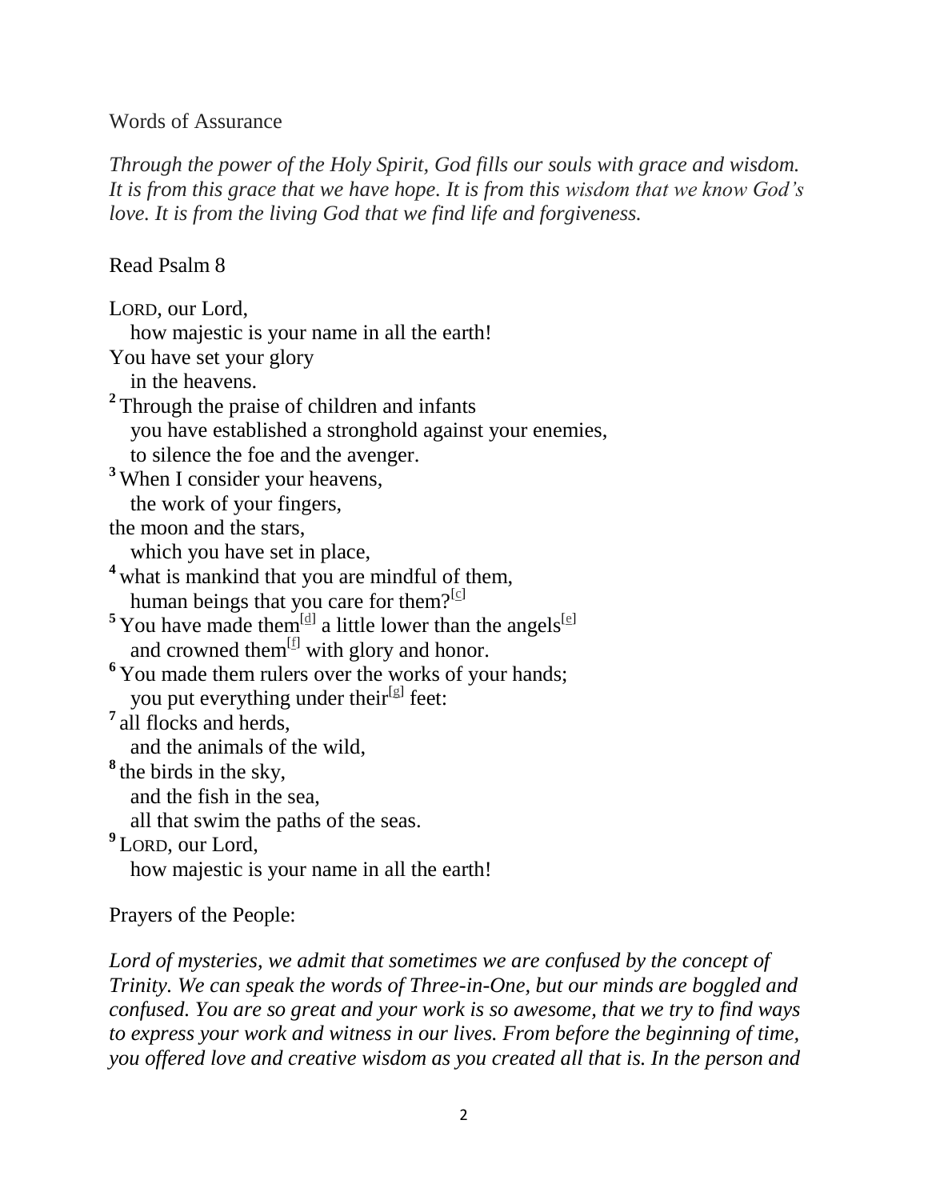Words of Assurance

*Through the power of the Holy Spirit, God fills our souls with grace and wisdom. It is from this grace that we have hope. It is from this wisdom that we know God's love. It is from the living God that we find life and forgiveness.*

Read Psalm 8

LORD, our Lord,
   how majestic is your name in all the earth!
You have set your glory
   in the heavens.
**2** Through the praise of children and infants
   you have established a stronghold against your enemies,
   to silence the foe and the avenger.
**3** When I consider your heavens,
   the work of your fingers,
the moon and the stars,
   which you have set in place,
**4** what is mankind that you are mindful of them,
   human beings that you care for them?[c]
**5** You have made them[d] a little lower than the angels[e]
   and crowned them[f] with glory and honor.
**6** You made them rulers over the works of your hands;
   you put everything under their[g] feet:
**7** all flocks and herds,
   and the animals of the wild,
**8** the birds in the sky,
   and the fish in the sea,
   all that swim the paths of the seas.
**9** LORD, our Lord,
   how majestic is your name in all the earth!

Prayers of the People:

*Lord of mysteries, we admit that sometimes we are confused by the concept of Trinity. We can speak the words of Three-in-One, but our minds are boggled and confused. You are so great and your work is so awesome, that we try to find ways to express your work and witness in our lives. From before the beginning of time, you offered love and creative wisdom as you created all that is. In the person and*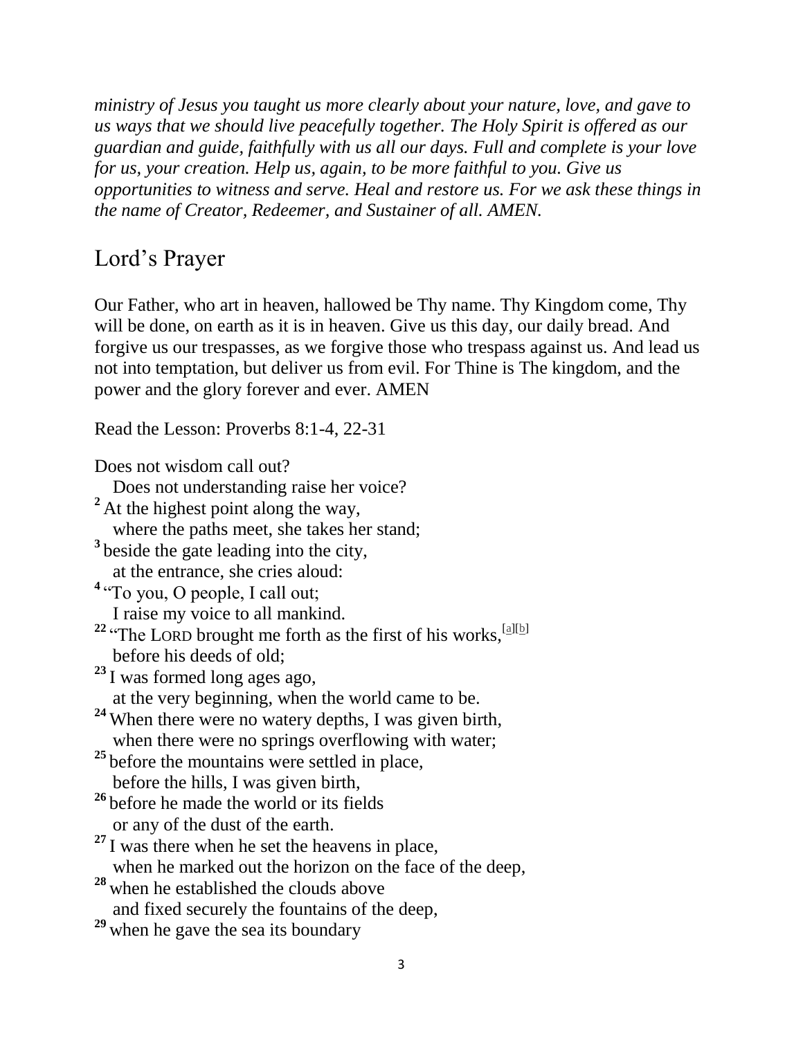*ministry of Jesus you taught us more clearly about your nature, love, and gave to us ways that we should live peacefully together. The Holy Spirit is offered as our guardian and guide, faithfully with us all our days. Full and complete is your love for us, your creation. Help us, again, to be more faithful to you. Give us opportunities to witness and serve. Heal and restore us. For we ask these things in the name of Creator, Redeemer, and Sustainer of all. AMEN.*

## Lord's Prayer

Our Father, who art in heaven, hallowed be Thy name. Thy Kingdom come, Thy will be done, on earth as it is in heaven. Give us this day, our daily bread. And forgive us our trespasses, as we forgive those who trespass against us. And lead us not into temptation, but deliver us from evil. For Thine is The kingdom, and the power and the glory forever and ever. AMEN

Read the Lesson: Proverbs 8:1-4, 22-31

Does not wisdom call out?
   Does not understanding raise her voice?
**2** At the highest point along the way,
   where the paths meet, she takes her stand;
**3** beside the gate leading into the city,
   at the entrance, she cries aloud:
**4** "To you, O people, I call out;
   I raise my voice to all mankind.
**22** "The LORD brought me forth as the first of his works,[a][b]
   before his deeds of old;
**23** I was formed long ages ago,
   at the very beginning, when the world came to be.
**24** When there were no watery depths, I was given birth,
   when there were no springs overflowing with water;
**25** before the mountains were settled in place,
   before the hills, I was given birth,
**26** before he made the world or its fields
   or any of the dust of the earth.
**27** I was there when he set the heavens in place,
   when he marked out the horizon on the face of the deep,
**28** when he established the clouds above
   and fixed securely the fountains of the deep,
**29** when he gave the sea its boundary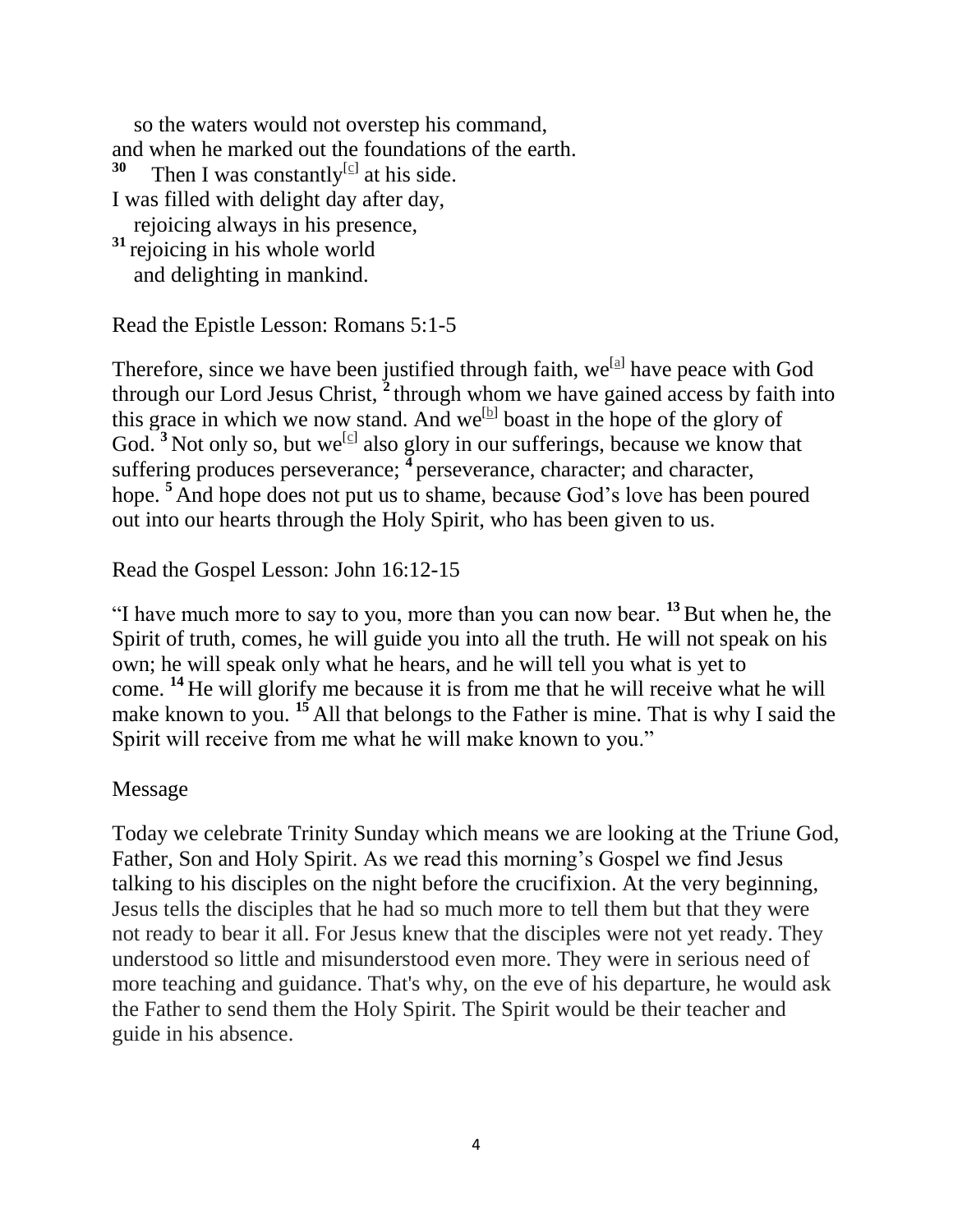so the waters would not overstep his command,
and when he marked out the foundations of the earth.
30 Then I was constantly[c] at his side.
I was filled with delight day after day,
rejoicing always in his presence,
31 rejoicing in his whole world
and delighting in mankind.

Read the Epistle Lesson: Romans 5:1-5

Therefore, since we have been justified through faith, we[a] have peace with God through our Lord Jesus Christ, 2 through whom we have gained access by faith into this grace in which we now stand. And we[b] boast in the hope of the glory of God. 3 Not only so, but we[c] also glory in our sufferings, because we know that suffering produces perseverance; 4 perseverance, character; and character, hope. 5 And hope does not put us to shame, because God's love has been poured out into our hearts through the Holy Spirit, who has been given to us.

Read the Gospel Lesson: John 16:12-15

"I have much more to say to you, more than you can now bear. 13 But when he, the Spirit of truth, comes, he will guide you into all the truth. He will not speak on his own; he will speak only what he hears, and he will tell you what is yet to come. 14 He will glorify me because it is from me that he will receive what he will make known to you. 15 All that belongs to the Father is mine. That is why I said the Spirit will receive from me what he will make known to you."

Message

Today we celebrate Trinity Sunday which means we are looking at the Triune God, Father, Son and Holy Spirit. As we read this morning's Gospel we find Jesus talking to his disciples on the night before the crucifixion. At the very beginning, Jesus tells the disciples that he had so much more to tell them but that they were not ready to bear it all. For Jesus knew that the disciples were not yet ready. They understood so little and misunderstood even more. They were in serious need of more teaching and guidance. That's why, on the eve of his departure, he would ask the Father to send them the Holy Spirit. The Spirit would be their teacher and guide in his absence.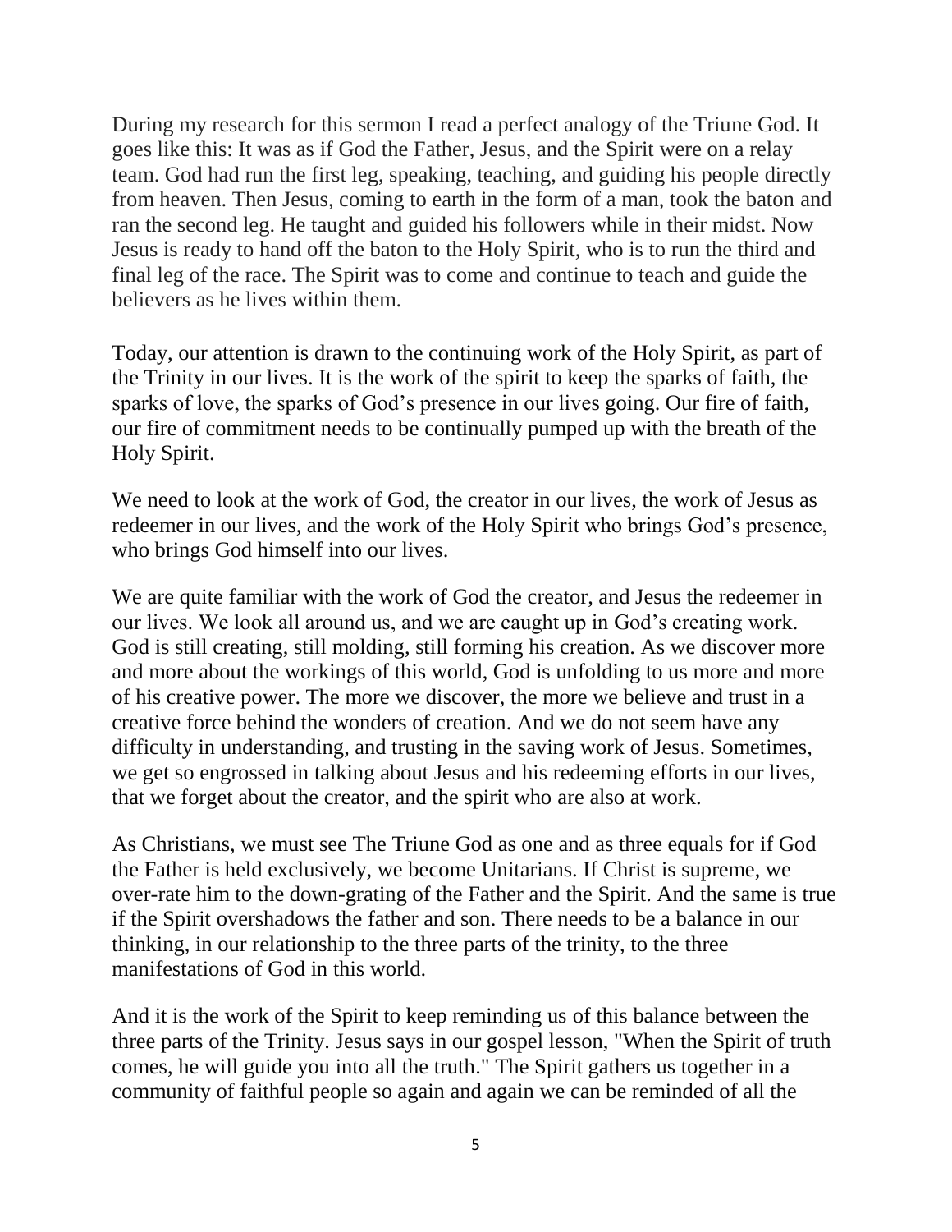During my research for this sermon I read a perfect analogy of the Triune God. It goes like this: It was as if God the Father, Jesus, and the Spirit were on a relay team. God had run the first leg, speaking, teaching, and guiding his people directly from heaven. Then Jesus, coming to earth in the form of a man, took the baton and ran the second leg. He taught and guided his followers while in their midst. Now Jesus is ready to hand off the baton to the Holy Spirit, who is to run the third and final leg of the race. The Spirit was to come and continue to teach and guide the believers as he lives within them.

Today, our attention is drawn to the continuing work of the Holy Spirit, as part of the Trinity in our lives. It is the work of the spirit to keep the sparks of faith, the sparks of love, the sparks of God's presence in our lives going. Our fire of faith, our fire of commitment needs to be continually pumped up with the breath of the Holy Spirit.

We need to look at the work of God, the creator in our lives, the work of Jesus as redeemer in our lives, and the work of the Holy Spirit who brings God's presence, who brings God himself into our lives.

We are quite familiar with the work of God the creator, and Jesus the redeemer in our lives. We look all around us, and we are caught up in God's creating work. God is still creating, still molding, still forming his creation. As we discover more and more about the workings of this world, God is unfolding to us more and more of his creative power. The more we discover, the more we believe and trust in a creative force behind the wonders of creation. And we do not seem have any difficulty in understanding, and trusting in the saving work of Jesus. Sometimes, we get so engrossed in talking about Jesus and his redeeming efforts in our lives, that we forget about the creator, and the spirit who are also at work.

As Christians, we must see The Triune God as one and as three equals for if God the Father is held exclusively, we become Unitarians. If Christ is supreme, we over-rate him to the down-grating of the Father and the Spirit. And the same is true if the Spirit overshadows the father and son. There needs to be a balance in our thinking, in our relationship to the three parts of the trinity, to the three manifestations of God in this world.

And it is the work of the Spirit to keep reminding us of this balance between the three parts of the Trinity. Jesus says in our gospel lesson, "When the Spirit of truth comes, he will guide you into all the truth." The Spirit gathers us together in a community of faithful people so again and again we can be reminded of all the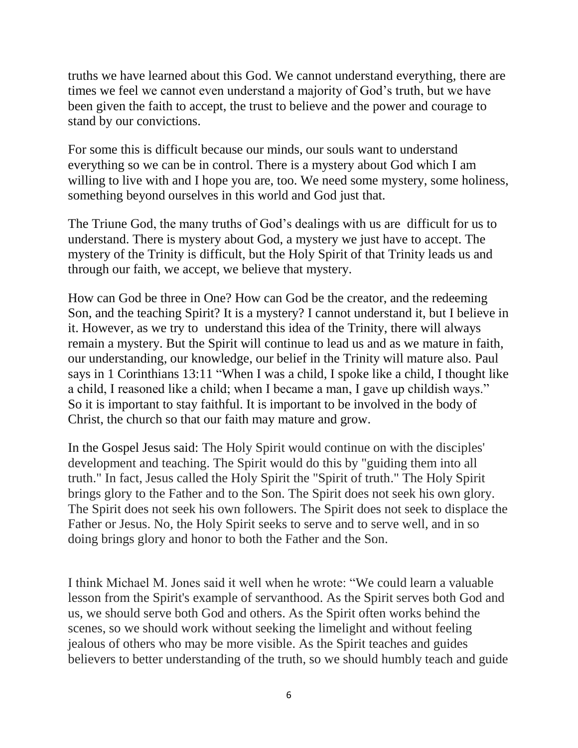truths we have learned about this God. We cannot understand everything, there are times we feel we cannot even understand a majority of God's truth, but we have been given the faith to accept, the trust to believe and the power and courage to stand by our convictions.

For some this is difficult because our minds, our souls want to understand everything so we can be in control. There is a mystery about God which I am willing to live with and I hope you are, too. We need some mystery, some holiness, something beyond ourselves in this world and God just that.

The Triune God, the many truths of God's dealings with us are difficult for us to understand. There is mystery about God, a mystery we just have to accept. The mystery of the Trinity is difficult, but the Holy Spirit of that Trinity leads us and through our faith, we accept, we believe that mystery.

How can God be three in One? How can God be the creator, and the redeeming Son, and the teaching Spirit? It is a mystery? I cannot understand it, but I believe in it. However, as we try to understand this idea of the Trinity, there will always remain a mystery. But the Spirit will continue to lead us and as we mature in faith, our understanding, our knowledge, our belief in the Trinity will mature also. Paul says in 1 Corinthians 13:11 "When I was a child, I spoke like a child, I thought like a child, I reasoned like a child; when I became a man, I gave up childish ways." So it is important to stay faithful. It is important to be involved in the body of Christ, the church so that our faith may mature and grow.

In the Gospel Jesus said: The Holy Spirit would continue on with the disciples' development and teaching. The Spirit would do this by "guiding them into all truth." In fact, Jesus called the Holy Spirit the "Spirit of truth." The Holy Spirit brings glory to the Father and to the Son. The Spirit does not seek his own glory. The Spirit does not seek his own followers. The Spirit does not seek to displace the Father or Jesus. No, the Holy Spirit seeks to serve and to serve well, and in so doing brings glory and honor to both the Father and the Son.

I think Michael M. Jones said it well when he wrote: "We could learn a valuable lesson from the Spirit's example of servanthood. As the Spirit serves both God and us, we should serve both God and others. As the Spirit often works behind the scenes, so we should work without seeking the limelight and without feeling jealous of others who may be more visible. As the Spirit teaches and guides believers to better understanding of the truth, so we should humbly teach and guide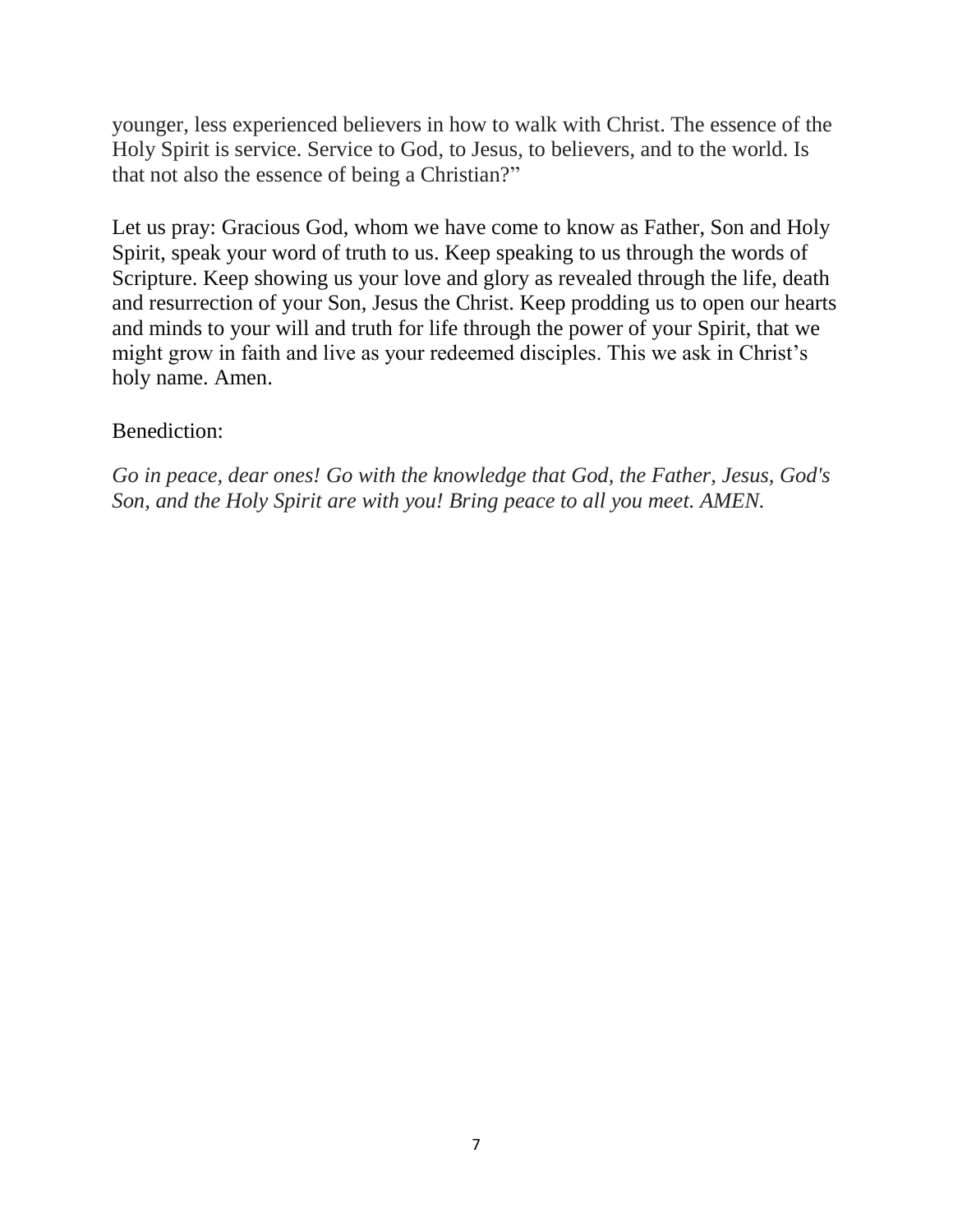younger, less experienced believers in how to walk with Christ. The essence of the Holy Spirit is service. Service to God, to Jesus, to believers, and to the world. Is that not also the essence of being a Christian?"

Let us pray: Gracious God, whom we have come to know as Father, Son and Holy Spirit, speak your word of truth to us. Keep speaking to us through the words of Scripture. Keep showing us your love and glory as revealed through the life, death and resurrection of your Son, Jesus the Christ. Keep prodding us to open our hearts and minds to your will and truth for life through the power of your Spirit, that we might grow in faith and live as your redeemed disciples. This we ask in Christ's holy name. Amen.

Benediction:

*Go in peace, dear ones! Go with the knowledge that God, the Father, Jesus, God's Son, and the Holy Spirit are with you! Bring peace to all you meet. AMEN.*